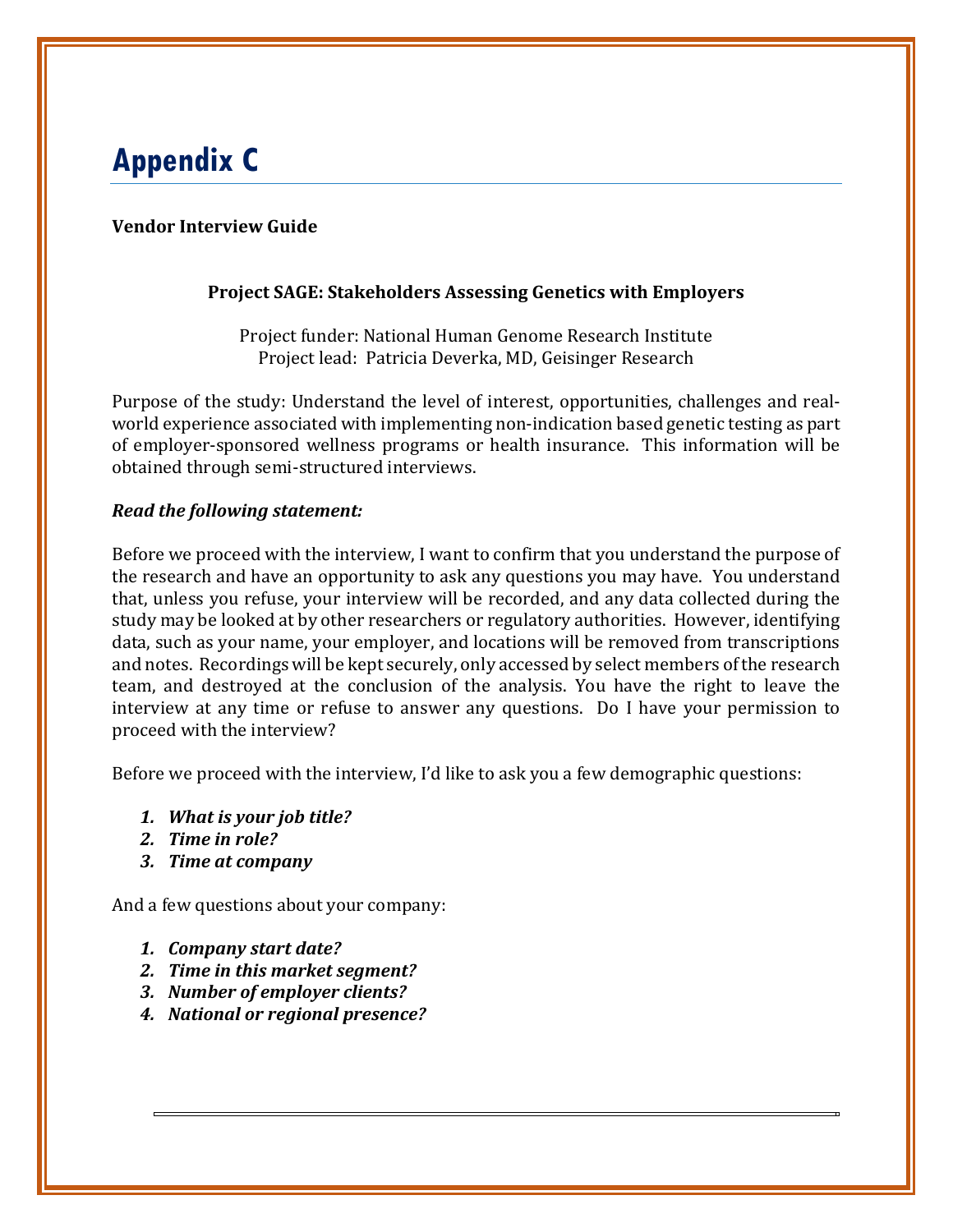# Appendix C

**Vendor Interview Guide**

**Project SAGE: Stakeholders Assessing Genetics with Employers**

Project funder: National Human Genome Research Institute
Project lead: Patricia Deverka, MD, Geisinger Research

Purpose of the study: Understand the level of interest, opportunities, challenges and real-world experience associated with implementing non-indication based genetic testing as part of employer-sponsored wellness programs or health insurance. This information will be obtained through semi-structured interviews.

***Read the following statement:***

Before we proceed with the interview, I want to confirm that you understand the purpose of the research and have an opportunity to ask any questions you may have. You understand that, unless you refuse, your interview will be recorded, and any data collected during the study may be looked at by other researchers or regulatory authorities. However, identifying data, such as your name, your employer, and locations will be removed from transcriptions and notes. Recordings will be kept securely, only accessed by select members of the research team, and destroyed at the conclusion of the analysis. You have the right to leave the interview at any time or refuse to answer any questions. Do I have your permission to proceed with the interview?

Before we proceed with the interview, I'd like to ask you a few demographic questions:

1. ***What is your job title?***
2. ***Time in role?***
3. ***Time at company***

And a few questions about your company:

1. ***Company start date?***
2. ***Time in this market segment?***
3. ***Number of employer clients?***
4. ***National or regional presence?***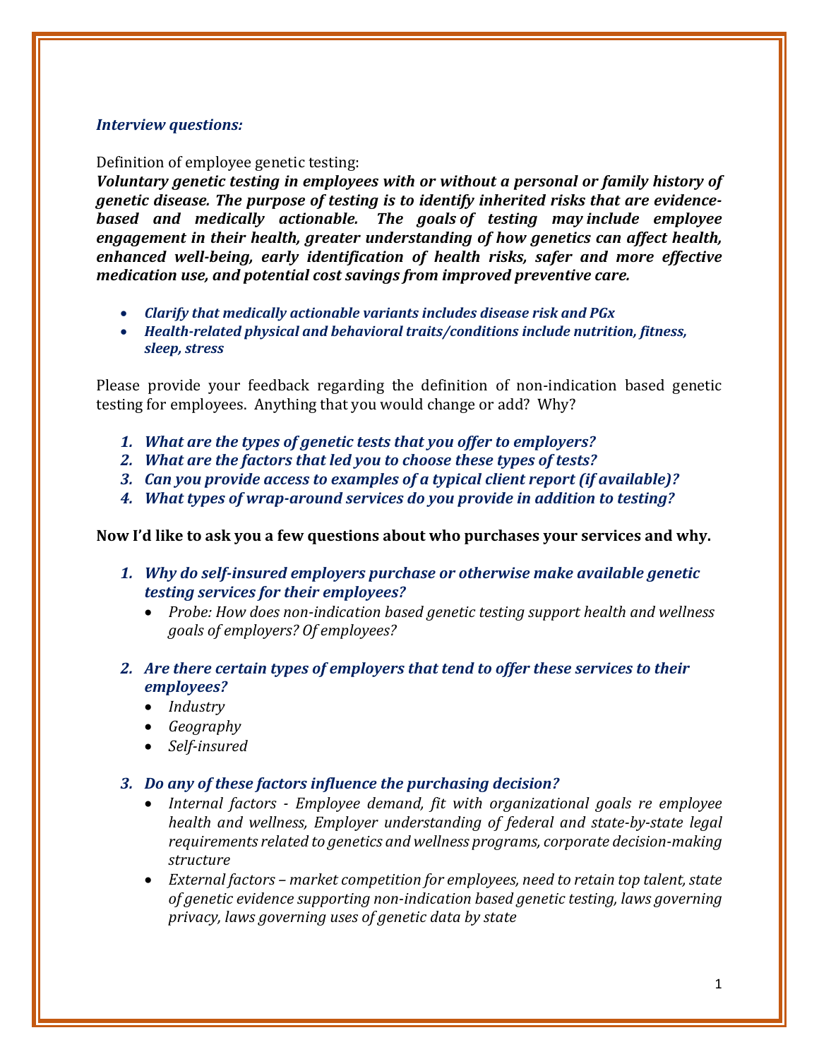***Interview questions:***

Definition of employee genetic testing:

***Voluntary genetic testing in employees with or without a personal or family history of genetic disease. The purpose of testing is to identify inherited risks that are evidence-based and medically actionable. The goals of testing may include employee engagement in their health, greater understanding of how genetics can affect health, enhanced well-being, early identification of health risks, safer and more effective medication use, and potential cost savings from improved preventive care.***

- ***Clarify that medically actionable variants includes disease risk and PGx***
- ***Health-related physical and behavioral traits/conditions include nutrition, fitness, sleep, stress***

Please provide your feedback regarding the definition of non-indication based genetic testing for employees. Anything that you would change or add? Why?

1. ***What are the types of genetic tests that you offer to employers?***
2. ***What are the factors that led you to choose these types of tests?***
3. ***Can you provide access to examples of a typical client report (if available)?***
4. ***What types of wrap-around services do you provide in addition to testing?***

**Now I'd like to ask you a few questions about who purchases your services and why.**

1. ***Why do self-insured employers purchase or otherwise make available genetic testing services for their employees?***
   - *Probe: How does non-indication based genetic testing support health and wellness goals of employers? Of employees?*
2. ***Are there certain types of employers that tend to offer these services to their employees?***
   - *Industry*
   - *Geography*
   - *Self-insured*
3. ***Do any of these factors influence the purchasing decision?***
   - *Internal factors - Employee demand, fit with organizational goals re employee health and wellness, Employer understanding of federal and state-by-state legal requirements related to genetics and wellness programs, corporate decision-making structure*
   - *External factors – market competition for employees, need to retain top talent, state of genetic evidence supporting non-indication based genetic testing, laws governing privacy, laws governing uses of genetic data by state*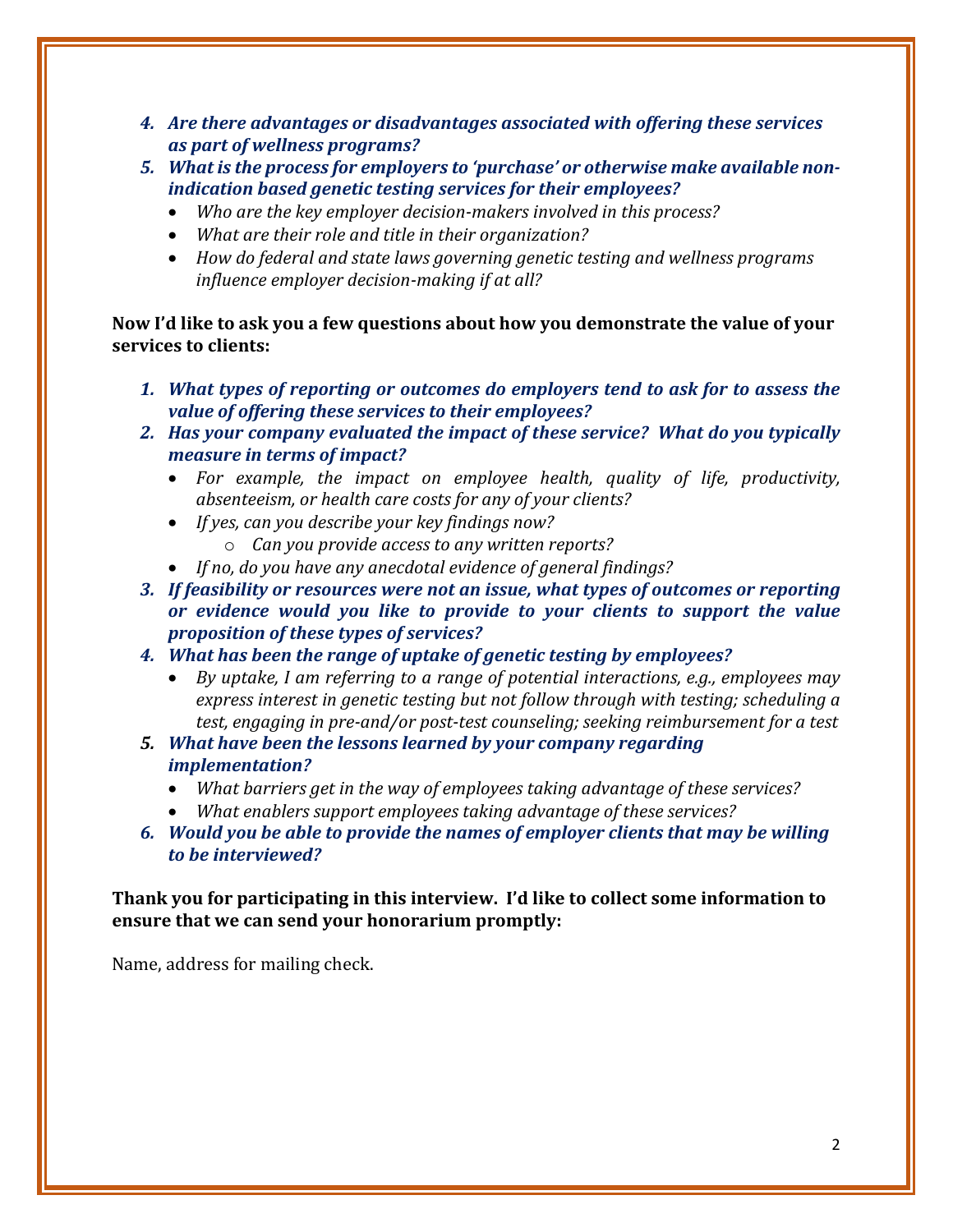4. ***Are there advantages or disadvantages associated with offering these services as part of wellness programs?***
5. ***What is the process for employers to 'purchase' or otherwise make available non-indication based genetic testing services for their employees?***
   - *Who are the key employer decision-makers involved in this process?*
   - *What are their role and title in their organization?*
   - *How do federal and state laws governing genetic testing and wellness programs influence employer decision-making if at all?*

**Now I'd like to ask you a few questions about how you demonstrate the value of your services to clients:**

1. ***What types of reporting or outcomes do employers tend to ask for to assess the value of offering these services to their employees?***
2. ***Has your company evaluated the impact of these service? What do you typically measure in terms of impact?***
   - *For example, the impact on employee health, quality of life, productivity, absenteeism, or health care costs for any of your clients?*
   - *If yes, can you describe your key findings now?*
     - *Can you provide access to any written reports?*
   - *If no, do you have any anecdotal evidence of general findings?*
3. ***If feasibility or resources were not an issue, what types of outcomes or reporting or evidence would you like to provide to your clients to support the value proposition of these types of services?***
4. ***What has been the range of uptake of genetic testing by employees?***
   - *By uptake, I am referring to a range of potential interactions, e.g., employees may express interest in genetic testing but not follow through with testing; scheduling a test, engaging in pre-and/or post-test counseling; seeking reimbursement for a test*
5. ***What have been the lessons learned by your company regarding implementation?***
   - *What barriers get in the way of employees taking advantage of these services?*
   - *What enablers support employees taking advantage of these services?*
6. ***Would you be able to provide the names of employer clients that may be willing to be interviewed?***

**Thank you for participating in this interview. I'd like to collect some information to ensure that we can send your honorarium promptly:**

Name, address for mailing check.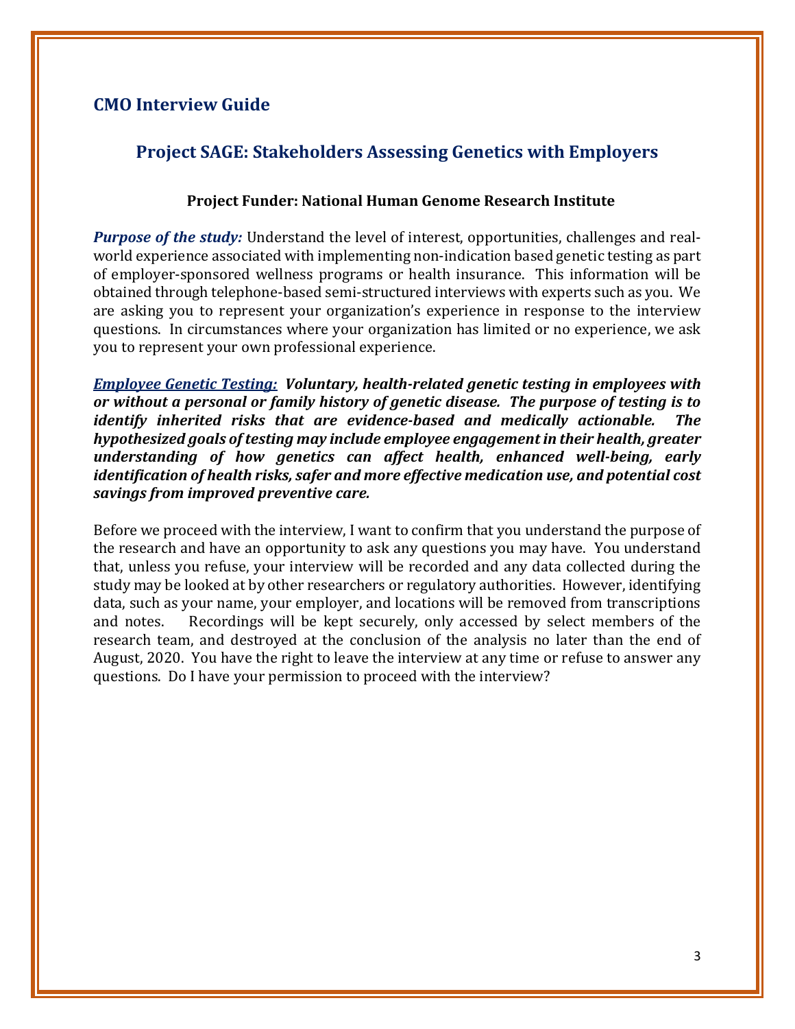## CMO Interview Guide

### Project SAGE: Stakeholders Assessing Genetics with Employers

**Project Funder: National Human Genome Research Institute**

***Purpose of the study:*** Understand the level of interest, opportunities, challenges and real-world experience associated with implementing non-indication based genetic testing as part of employer-sponsored wellness programs or health insurance. This information will be obtained through telephone-based semi-structured interviews with experts such as you. We are asking you to represent your organization's experience in response to the interview questions. In circumstances where your organization has limited or no experience, we ask you to represent your own professional experience.

***Employee Genetic Testing:*** ***Voluntary, health-related genetic testing in employees with or without a personal or family history of genetic disease. The purpose of testing is to identify inherited risks that are evidence-based and medically actionable. The hypothesized goals of testing may include employee engagement in their health, greater understanding of how genetics can affect health, enhanced well-being, early identification of health risks, safer and more effective medication use, and potential cost savings from improved preventive care.***

Before we proceed with the interview, I want to confirm that you understand the purpose of the research and have an opportunity to ask any questions you may have. You understand that, unless you refuse, your interview will be recorded and any data collected during the study may be looked at by other researchers or regulatory authorities. However, identifying data, such as your name, your employer, and locations will be removed from transcriptions and notes. Recordings will be kept securely, only accessed by select members of the research team, and destroyed at the conclusion of the analysis no later than the end of August, 2020. You have the right to leave the interview at any time or refuse to answer any questions. Do I have your permission to proceed with the interview?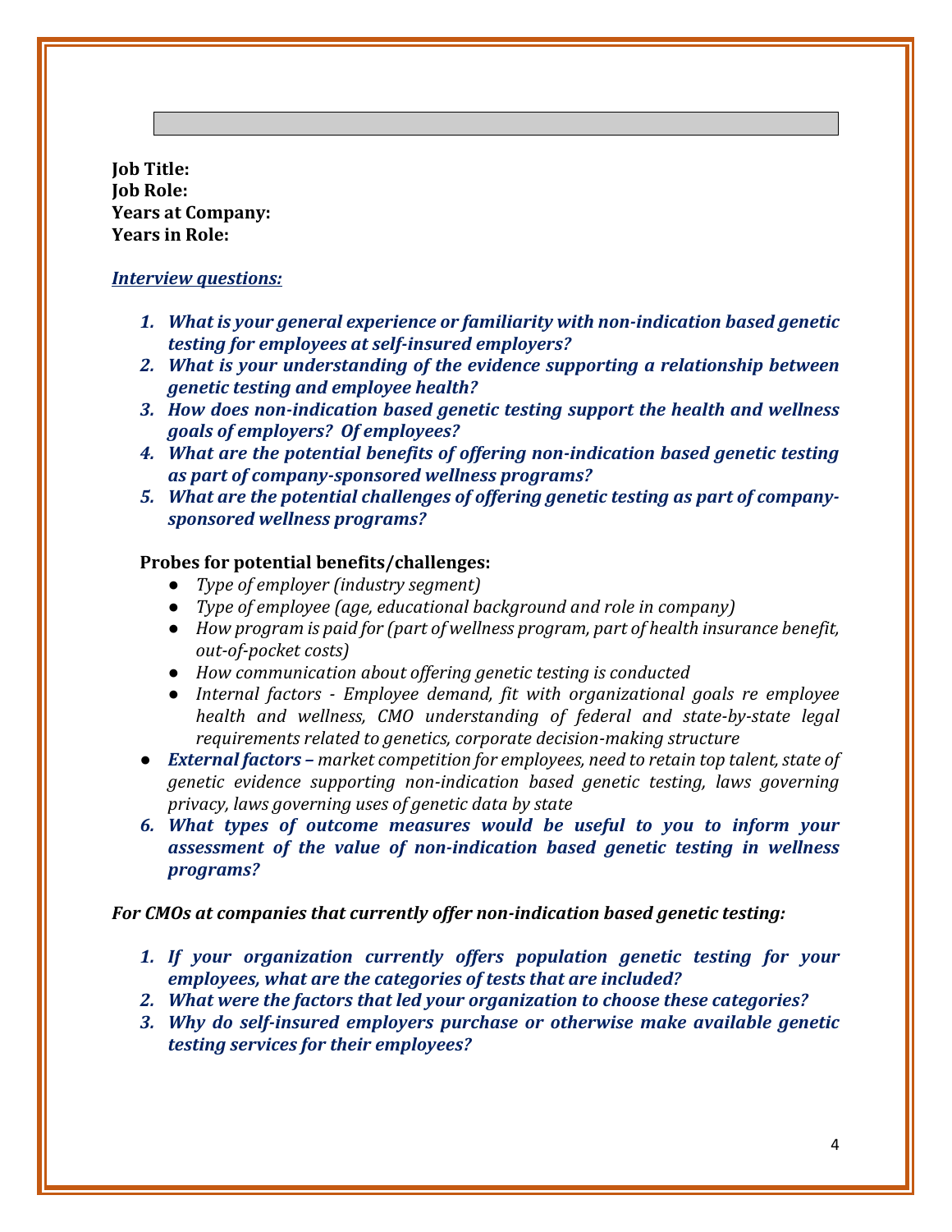**Job Title:**
**Job Role:**
**Years at Company:**
**Years in Role:**

***Interview questions:***

1. ***What is your general experience or familiarity with non-indication based genetic testing for employees at self-insured employers?***
2. ***What is your understanding of the evidence supporting a relationship between genetic testing and employee health?***
3. ***How does non-indication based genetic testing support the health and wellness goals of employers? Of employees?***
4. ***What are the potential benefits of offering non-indication based genetic testing as part of company-sponsored wellness programs?***
5. ***What are the potential challenges of offering genetic testing as part of company-sponsored wellness programs?***

**Probes for potential benefits/challenges:**

- *Type of employer (industry segment)*
- *Type of employee (age, educational background and role in company)*
- *How program is paid for (part of wellness program, part of health insurance benefit, out-of-pocket costs)*
- *How communication about offering genetic testing is conducted*
- *Internal factors - Employee demand, fit with organizational goals re employee health and wellness, CMO understanding of federal and state-by-state legal requirements related to genetics, corporate decision-making structure*

- ***External factors –*** *market competition for employees, need to retain top talent, state of genetic evidence supporting non-indication based genetic testing, laws governing privacy, laws governing uses of genetic data by state*

6. ***What types of outcome measures would be useful to you to inform your assessment of the value of non-indication based genetic testing in wellness programs?***

***For CMOs at companies that currently offer non-indication based genetic testing:***

1. ***If your organization currently offers population genetic testing for your employees, what are the categories of tests that are included?***
2. ***What were the factors that led your organization to choose these categories?***
3. ***Why do self-insured employers purchase or otherwise make available genetic testing services for their employees?***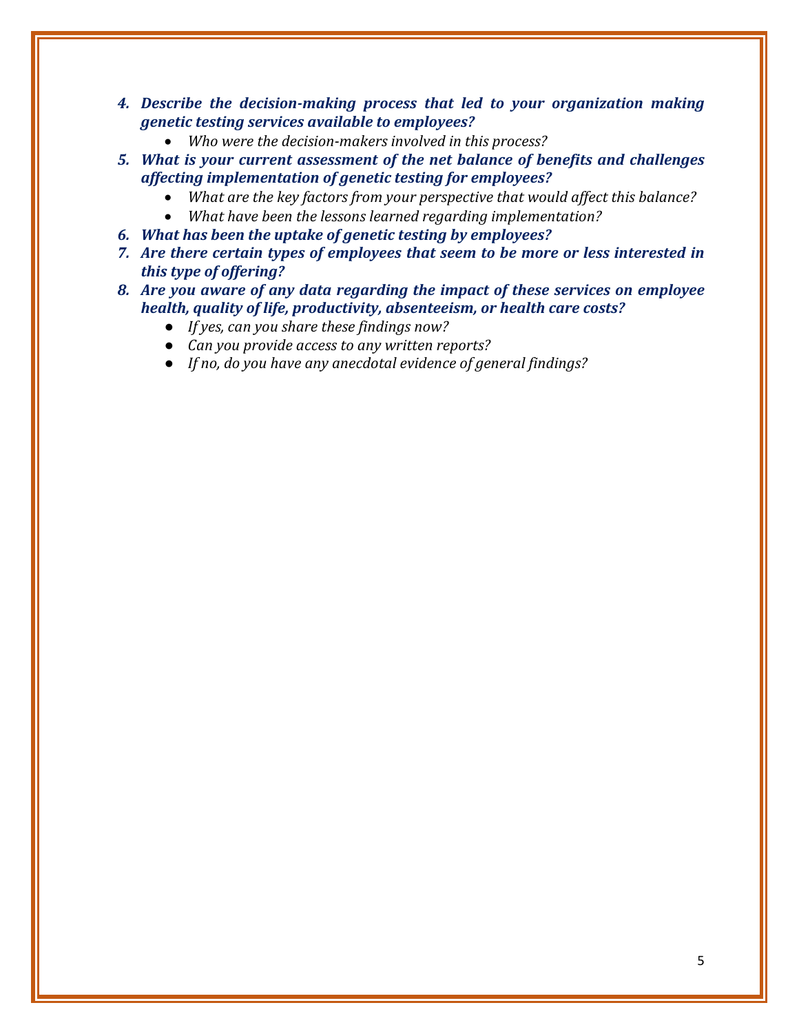4. ***Describe the decision-making process that led to your organization making genetic testing services available to employees?***
    - *Who were the decision-makers involved in this process?*
5. ***What is your current assessment of the net balance of benefits and challenges affecting implementation of genetic testing for employees?***
    - *What are the key factors from your perspective that would affect this balance?*
    - *What have been the lessons learned regarding implementation?*
6. ***What has been the uptake of genetic testing by employees?***
7. ***Are there certain types of employees that seem to be more or less interested in this type of offering?***
8. ***Are you aware of any data regarding the impact of these services on employee health, quality of life, productivity, absenteeism, or health care costs?***
    - *If yes, can you share these findings now?*
    - *Can you provide access to any written reports?*
    - *If no, do you have any anecdotal evidence of general findings?*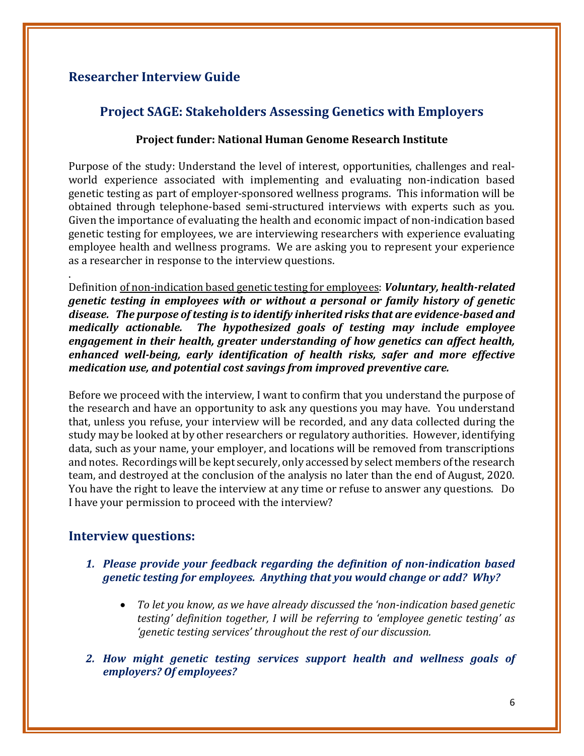## Researcher Interview Guide

### Project SAGE: Stakeholders Assessing Genetics with Employers

**Project funder: National Human Genome Research Institute**

Purpose of the study: Understand the level of interest, opportunities, challenges and real-world experience associated with implementing and evaluating non-indication based genetic testing as part of employer-sponsored wellness programs. This information will be obtained through telephone-based semi-structured interviews with experts such as you. Given the importance of evaluating the health and economic impact of non-indication based genetic testing for employees, we are interviewing researchers with experience evaluating employee health and wellness programs. We are asking you to represent your experience as a researcher in response to the interview questions.

.

Definition of non-indication based genetic testing for employees: ***Voluntary, health-related genetic testing in employees with or without a personal or family history of genetic disease. The purpose of testing is to identify inherited risks that are evidence-based and medically actionable. The hypothesized goals of testing may include employee engagement in their health, greater understanding of how genetics can affect health, enhanced well-being, early identification of health risks, safer and more effective medication use, and potential cost savings from improved preventive care.***

Before we proceed with the interview, I want to confirm that you understand the purpose of the research and have an opportunity to ask any questions you may have. You understand that, unless you refuse, your interview will be recorded, and any data collected during the study may be looked at by other researchers or regulatory authorities. However, identifying data, such as your name, your employer, and locations will be removed from transcriptions and notes. Recordings will be kept securely, only accessed by select members of the research team, and destroyed at the conclusion of the analysis no later than the end of August, 2020. You have the right to leave the interview at any time or refuse to answer any questions. Do I have your permission to proceed with the interview?

## Interview questions:

1. ***Please provide your feedback regarding the definition of non-indication based genetic testing for employees. Anything that you would change or add? Why?***
   - *To let you know, as we have already discussed the 'non-indication based genetic testing' definition together, I will be referring to 'employee genetic testing' as 'genetic testing services' throughout the rest of our discussion.*
2. ***How might genetic testing services support health and wellness goals of employers? Of employees?***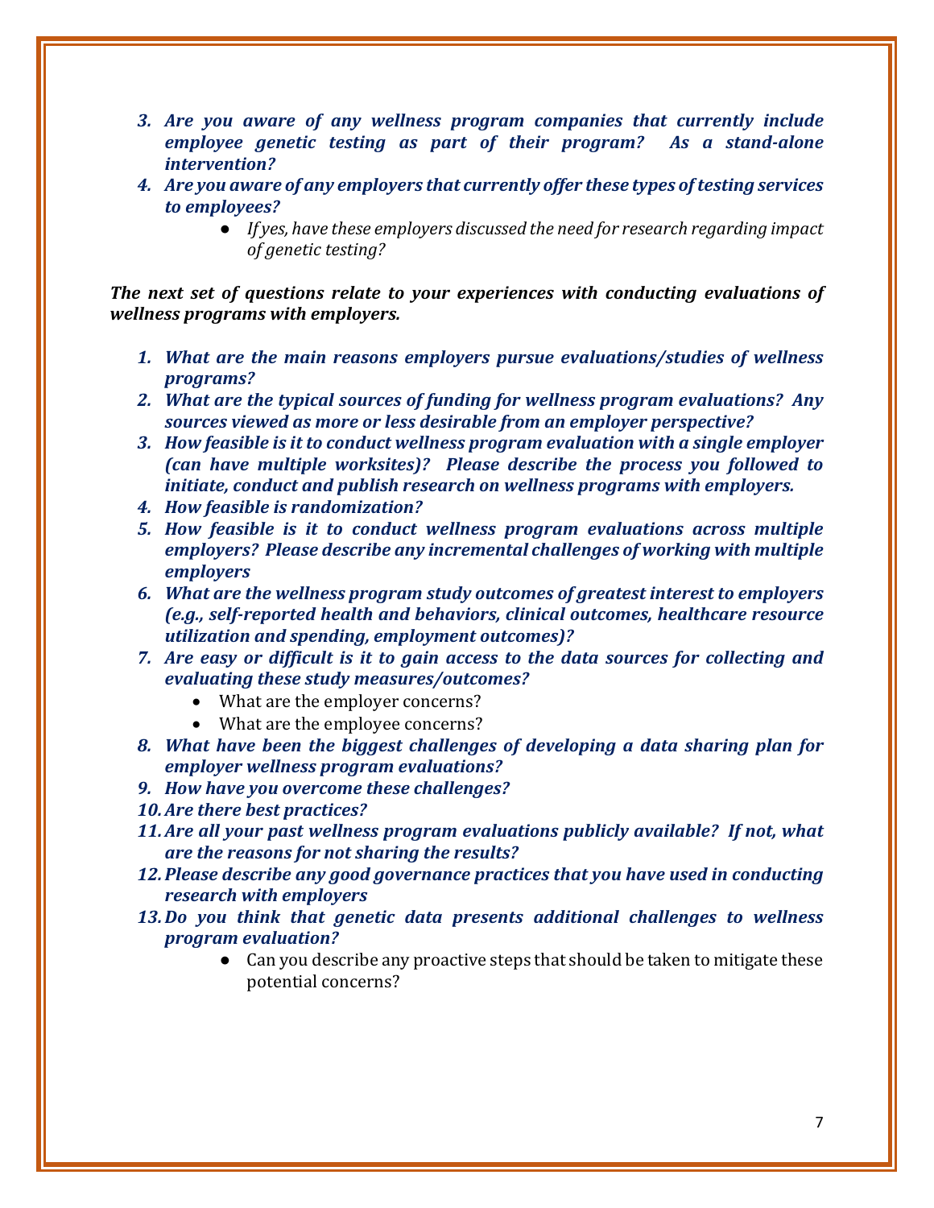3. ***Are you aware of any wellness program companies that currently include employee genetic testing as part of their program? As a stand-alone intervention?***
4. ***Are you aware of any employers that currently offer these types of testing services to employees?***
    - *If yes, have these employers discussed the need for research regarding impact of genetic testing?*

***The next set of questions relate to your experiences with conducting evaluations of wellness programs with employers.***

1. ***What are the main reasons employers pursue evaluations/studies of wellness programs?***
2. ***What are the typical sources of funding for wellness program evaluations? Any sources viewed as more or less desirable from an employer perspective?***
3. ***How feasible is it to conduct wellness program evaluation with a single employer (can have multiple worksites)? Please describe the process you followed to initiate, conduct and publish research on wellness programs with employers.***
4. ***How feasible is randomization?***
5. ***How feasible is it to conduct wellness program evaluations across multiple employers? Please describe any incremental challenges of working with multiple employers***
6. ***What are the wellness program study outcomes of greatest interest to employers (e.g., self-reported health and behaviors, clinical outcomes, healthcare resource utilization and spending, employment outcomes)?***
7. ***Are easy or difficult is it to gain access to the data sources for collecting and evaluating these study measures/outcomes?***
    - What are the employer concerns?
    - What are the employee concerns?
8. ***What have been the biggest challenges of developing a data sharing plan for employer wellness program evaluations?***
9. ***How have you overcome these challenges?***
10. ***Are there best practices?***
11. ***Are all your past wellness program evaluations publicly available? If not, what are the reasons for not sharing the results?***
12. ***Please describe any good governance practices that you have used in conducting research with employers***
13. ***Do you think that genetic data presents additional challenges to wellness program evaluation?***
    - Can you describe any proactive steps that should be taken to mitigate these potential concerns?